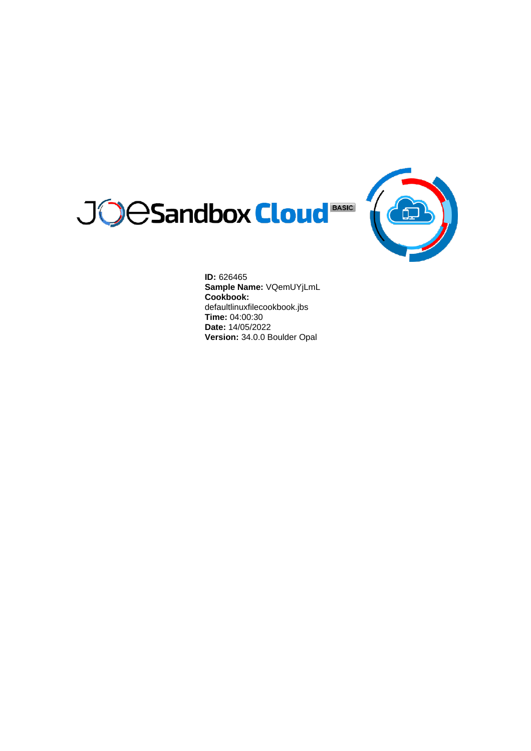JoeSandbox Cloud BASIC

**ID:** 626465
**Sample Name:** VQemUYjLmL
**Cookbook:**
defaultlinuxfilecookbook.jbs
**Time:** 04:00:30
**Date:** 14/05/2022
**Version:** 34.0.0 Boulder Opal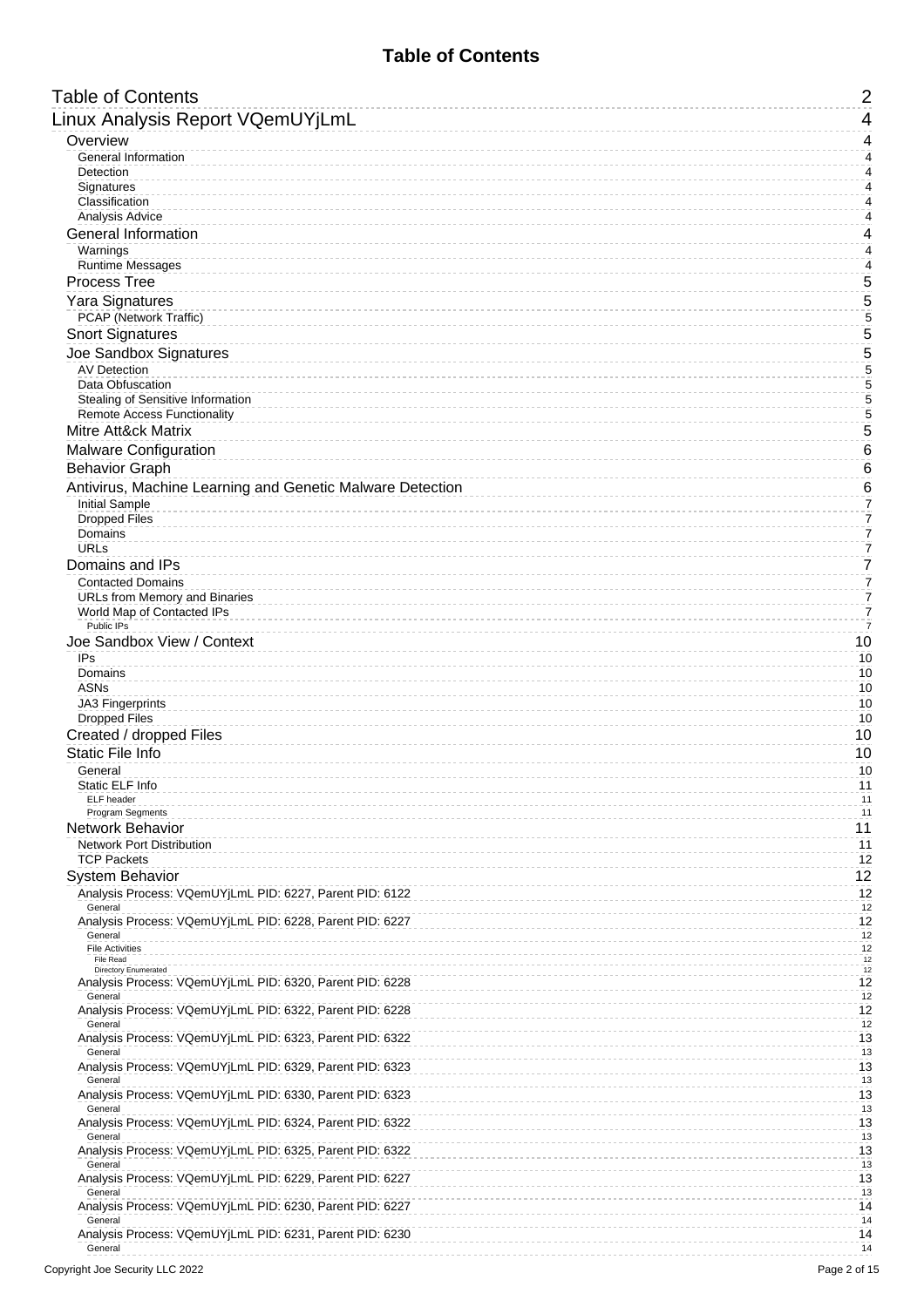# Table of Contents

- Table of Contents 2
- Linux Analysis Report VQemUYjLmL 4
  - Overview 4
    - General Information 4
    - Detection 4
    - Signatures 4
    - Classification 4
    - Analysis Advice 4
  - General Information 4
    - Warnings 4
    - Runtime Messages 4
  - Process Tree 5
  - Yara Signatures 5
    - PCAP (Network Traffic) 5
  - Snort Signatures 5
  - Joe Sandbox Signatures 5
    - AV Detection 5
    - Data Obfuscation 5
    - Stealing of Sensitive Information 5
    - Remote Access Functionality 5
  - Mitre Att&ck Matrix 5
  - Malware Configuration 6
  - Behavior Graph 6
  - Antivirus, Machine Learning and Genetic Malware Detection 6
    - Initial Sample 7
    - Dropped Files 7
    - Domains 7
    - URLs 7
  - Domains and IPs 7
    - Contacted Domains 7
    - URLs from Memory and Binaries 7
    - World Map of Contacted IPs 7
      - Public IPs 7
  - Joe Sandbox View / Context 10
    - IPs 10
    - Domains 10
    - ASNs 10
    - JA3 Fingerprints 10
    - Dropped Files 10
  - Created / dropped Files 10
  - Static File Info 10
    - General 10
    - Static ELF Info 11
      - ELF header 11
      - Program Segments 11
  - Network Behavior 11
    - Network Port Distribution 11
    - TCP Packets 12
  - System Behavior 12
    - Analysis Process: VQemUYjLmL PID: 6227, Parent PID: 6122 12
      - General 12
    - Analysis Process: VQemUYjLmL PID: 6228, Parent PID: 6227 12
      - General 12
      - File Activities 12
        - File Read 12
        - Directory Enumerated 12
    - Analysis Process: VQemUYjLmL PID: 6320, Parent PID: 6228 12
      - General 12
    - Analysis Process: VQemUYjLmL PID: 6322, Parent PID: 6228 12
      - General 12
    - Analysis Process: VQemUYjLmL PID: 6323, Parent PID: 6322 13
      - General 13
    - Analysis Process: VQemUYjLmL PID: 6329, Parent PID: 6323 13
      - General 13
    - Analysis Process: VQemUYjLmL PID: 6330, Parent PID: 6323 13
      - General 13
    - Analysis Process: VQemUYjLmL PID: 6324, Parent PID: 6322 13
      - General 13
    - Analysis Process: VQemUYjLmL PID: 6325, Parent PID: 6322 13
      - General 13
    - Analysis Process: VQemUYjLmL PID: 6229, Parent PID: 6227 13
      - General 13
    - Analysis Process: VQemUYjLmL PID: 6230, Parent PID: 6227 14
      - General 14
    - Analysis Process: VQemUYjLmL PID: 6231, Parent PID: 6230 14
      - General 14

Copyright Joe Security LLC 2022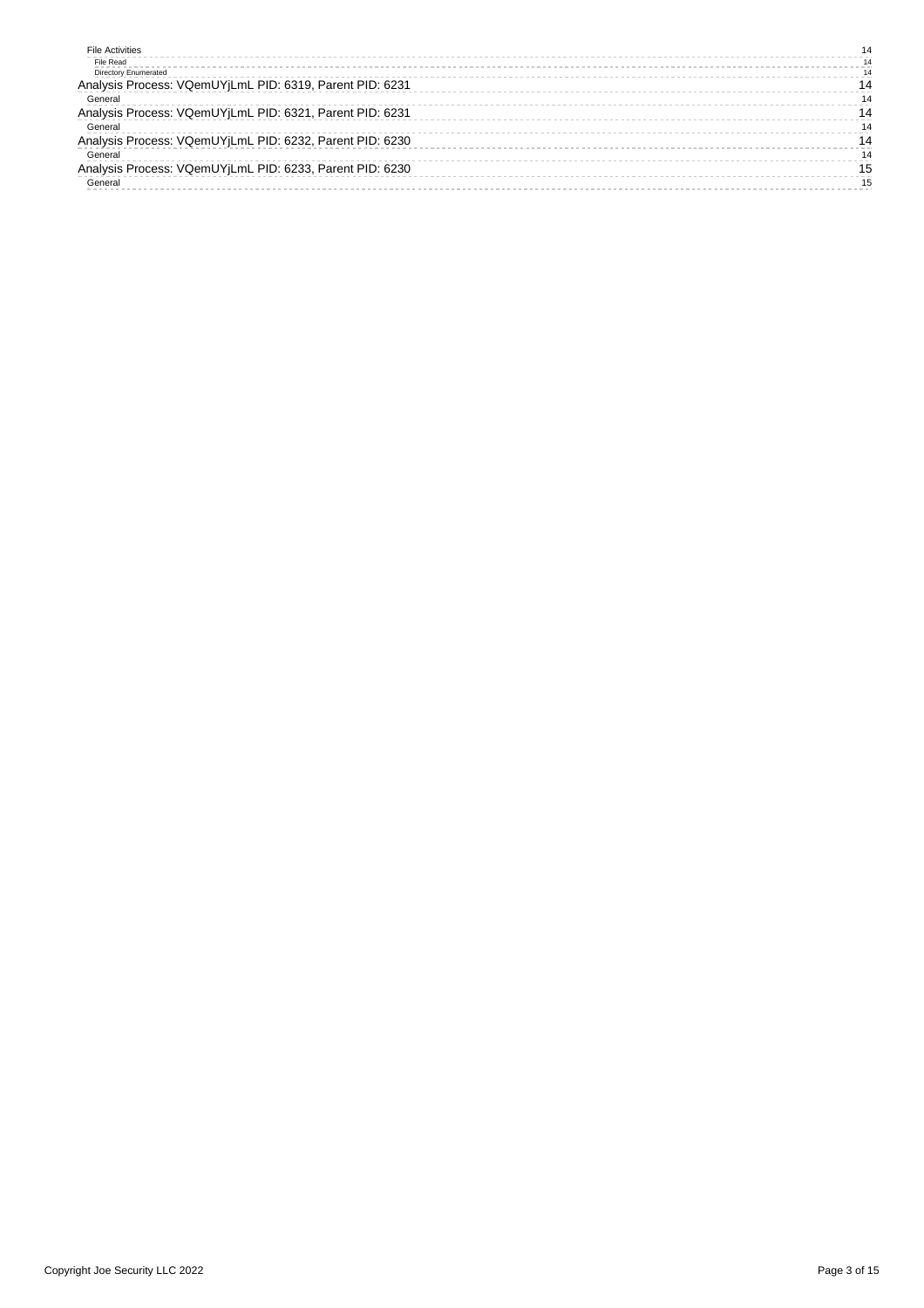- File Activities ........ 14
  - File Read ........ 14
  - Directory Enumerated ........ 14
- Analysis Process: VQemUYjLmL PID: 6319, Parent PID: 6231 ........ 14
  - General ........ 14
- Analysis Process: VQemUYjLmL PID: 6321, Parent PID: 6231 ........ 14
  - General ........ 14
- Analysis Process: VQemUYjLmL PID: 6232, Parent PID: 6230 ........ 14
  - General ........ 14
- Analysis Process: VQemUYjLmL PID: 6233, Parent PID: 6230 ........ 15
  - General ........ 15

Copyright Joe Security LLC 2022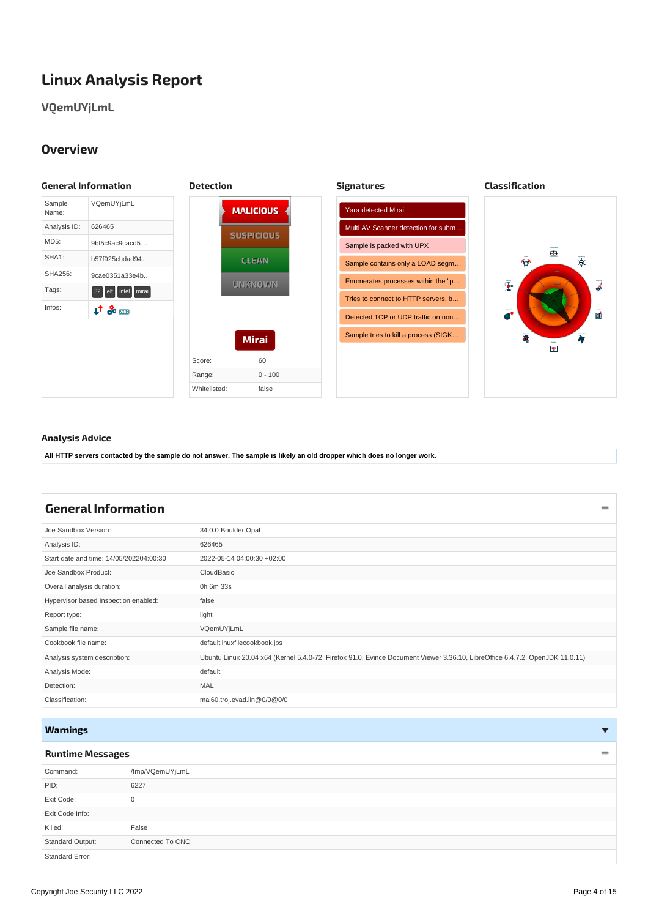# Linux Analysis Report

## VQemUYjLmL

## Overview

### General Information

| | |
|---|---|
| Sample Name: | VQemUYjLmL |
| Analysis ID: | 626465 |
| MD5: | 9bf5c9ac9cacd5… |
| SHA1: | b57f925cbdad94.. |
| SHA256: | 9cae0351a33e4b.. |
| Tags: | 32 elf intel mirai |
| Infos: | |

### Detection

MALICIOUS

SUSPICIOUS

CLEAN

UNKNOWN

Mirai

| | |
|---|---|
| Score: | 60 |
| Range: | 0 - 100 |
| Whitelisted: | false |

### Signatures

- Yara detected Mirai
- Multi AV Scanner detection for subm…
- Sample is packed with UPX
- Sample contains only a LOAD segm…
- Enumerates processes within the "p…
- Tries to connect to HTTP servers, b…
- Detected TCP or UDP traffic on non…
- Sample tries to kill a process (SIGK…

### Classification

### Analysis Advice

**All HTTP servers contacted by the sample do not answer. The sample is likely an old dropper which does no longer work.**

## General Information

| | |
|---|---|
| Joe Sandbox Version: | 34.0.0 Boulder Opal |
| Analysis ID: | 626465 |
| Start date and time: 14/05/202204:00:30 | 2022-05-14 04:00:30 +02:00 |
| Joe Sandbox Product: | CloudBasic |
| Overall analysis duration: | 0h 6m 33s |
| Hypervisor based Inspection enabled: | false |
| Report type: | light |
| Sample file name: | VQemUYjLmL |
| Cookbook file name: | defaultlinuxfilecookbook.jbs |
| Analysis system description: | Ubuntu Linux 20.04 x64 (Kernel 5.4.0-72, Firefox 91.0, Evince Document Viewer 3.36.10, LibreOffice 6.4.7.2, OpenJDK 11.0.11) |
| Analysis Mode: | default |
| Detection: | MAL |
| Classification: | mal60.troj.evad.lin@0/0@0/0 |

## Warnings

### Runtime Messages

| | |
|---|---|
| Command: | /tmp/VQemUYjLmL |
| PID: | 6227 |
| Exit Code: | 0 |
| Exit Code Info: | |
| Killed: | False |
| Standard Output: | Connected To CNC |
| Standard Error: | |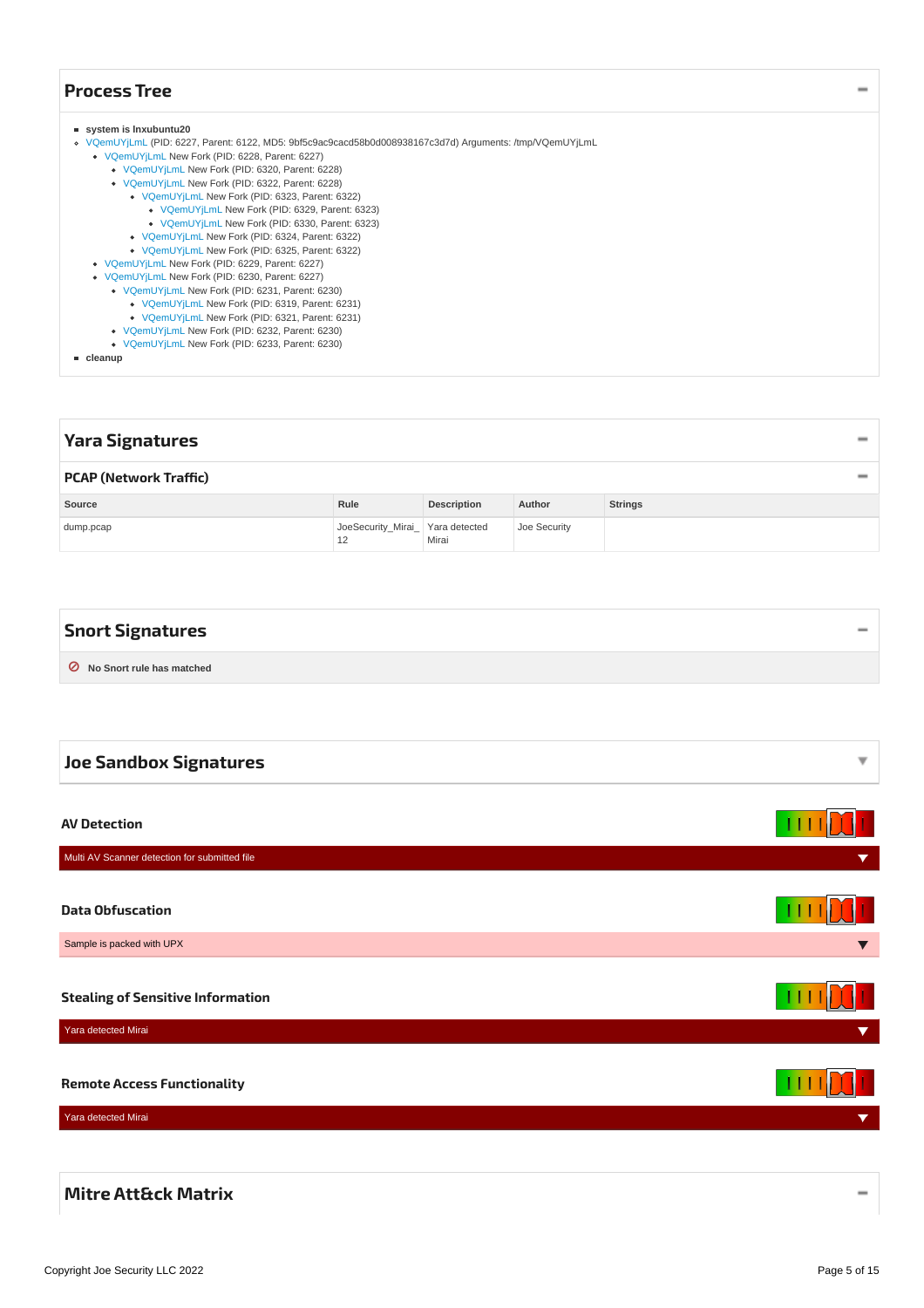## Process Tree

- **system is lnxubuntu20**
  - VQemUYjLmL (PID: 6227, Parent: 6122, MD5: 9bf5c9ac9cacd58b0d008938167c3d7d) Arguments: /tmp/VQemUYjLmL
    - VQemUYjLmL New Fork (PID: 6228, Parent: 6227)
      - VQemUYjLmL New Fork (PID: 6320, Parent: 6228)
      - VQemUYjLmL New Fork (PID: 6322, Parent: 6228)
        - VQemUYjLmL New Fork (PID: 6323, Parent: 6322)
          - VQemUYjLmL New Fork (PID: 6329, Parent: 6323)
          - VQemUYjLmL New Fork (PID: 6330, Parent: 6323)
        - VQemUYjLmL New Fork (PID: 6324, Parent: 6322)
        - VQemUYjLmL New Fork (PID: 6325, Parent: 6322)
    - VQemUYjLmL New Fork (PID: 6229, Parent: 6227)
    - VQemUYjLmL New Fork (PID: 6230, Parent: 6227)
      - VQemUYjLmL New Fork (PID: 6231, Parent: 6230)
        - VQemUYjLmL New Fork (PID: 6319, Parent: 6231)
        - VQemUYjLmL New Fork (PID: 6321, Parent: 6231)
      - VQemUYjLmL New Fork (PID: 6232, Parent: 6230)
      - VQemUYjLmL New Fork (PID: 6233, Parent: 6230)
- **cleanup**

## Yara Signatures

### PCAP (Network Traffic)

| Source | Rule | Description | Author | Strings |
|---|---|---|---|---|
| dump.pcap | JoeSecurity_Mirai_12 | Yara detected Mirai | Joe Security | |

## Snort Signatures

**No Snort rule has matched**

## Joe Sandbox Signatures

### AV Detection

Multi AV Scanner detection for submitted file

### Data Obfuscation

Sample is packed with UPX

### Stealing of Sensitive Information

Yara detected Mirai

### Remote Access Functionality

Yara detected Mirai

## Mitre Att&ck Matrix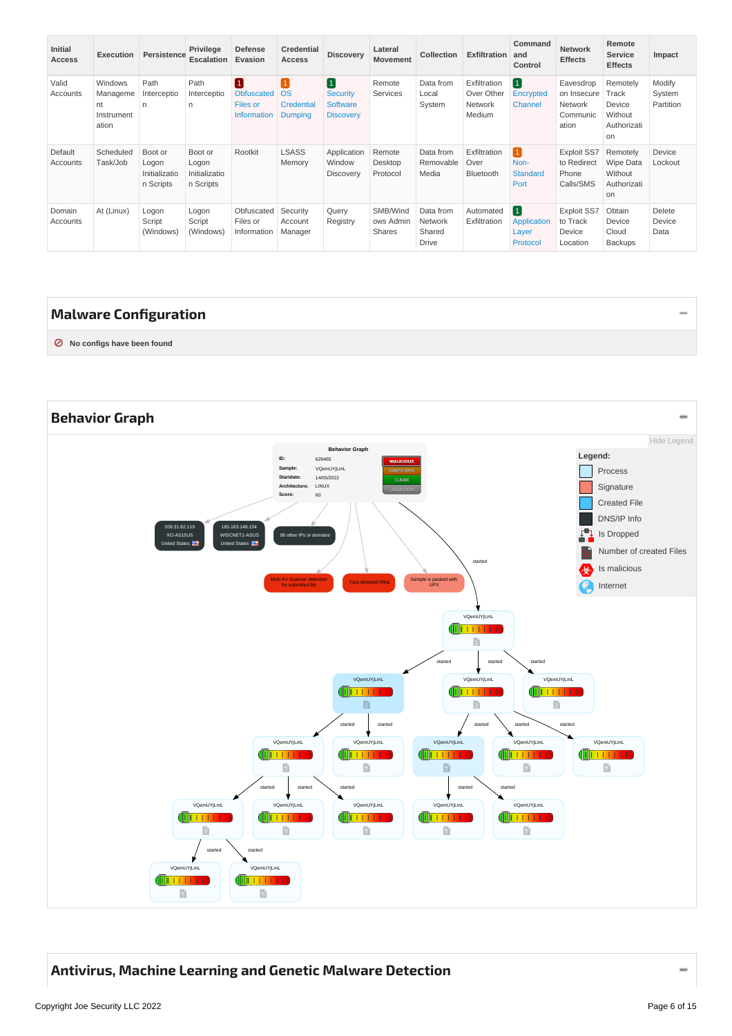| Initial Access | Execution | Persistence | Privilege Escalation | Defense Evasion | Credential Access | Discovery | Lateral Movement | Collection | Exfiltration | Command and Control | Network Effects | Remote Service Effects | Impact |
|---|---|---|---|---|---|---|---|---|---|---|---|---|---|
| Valid Accounts | Windows Management Instrumentation | Path Interception | Path Interception | 1 Obfuscated Files or Information | 1 OS Credential Dumping | 1 Security Software Discovery | Remote Services | Data from Local System | Exfiltration Over Other Network Medium | 1 Encrypted Channel | Eavesdrop on Insecure Network Communication | Remotely Track Device Without Authorization | Modify System Partition |
| Default Accounts | Scheduled Task/Job | Boot or Logon Initialization Scripts | Boot or Logon Initialization Scripts | Rootkit | LSASS Memory | Application Window Discovery | Remote Desktop Protocol | Data from Removable Media | Exfiltration Over Bluetooth | 1 Non-Standard Port | Exploit SS7 to Redirect Phone Calls/SMS | Remotely Wipe Data Without Authorization | Device Lockout |
| Domain Accounts | At (Linux) | Logon Script (Windows) | Logon Script (Windows) | Obfuscated Files or Information | Security Account Manager | Query Registry | SMB/Windows Admin Shares | Data from Network Shared Drive | Automated Exfiltration | 1 Application Layer Protocol | Exploit SS7 to Track Device Location | Obtain Device Cloud Backups | Delete Device Data |

## Malware Configuration

No configs have been found

## Behavior Graph

Hide Legend

**Legend:**
- Process
- Signature
- Created File
- DNS/IP Info
- Is Dropped
- Number of created Files
- Is malicious
- Internet

Behavior Graph
ID: 626465
Sample: VQemUYjLmL
Startdate: 14/05/2022
Architecture: LINUX
Score: 60

MALICIOUS / SUSPICIOUS / CLEAN / UNKNOWN

209.31.82.119 XO-AS15US United States
165.163.148.154 WISCNET1-ASUS United States
98 other IPs or domains

Multi AV Scanner detection for submitted file
Yara detected Mirai
Sample is packed with UPX

started — VQemUYjLmL (process tree of repeated VQemUYjLmL child processes)

## Antivirus, Machine Learning and Genetic Malware Detection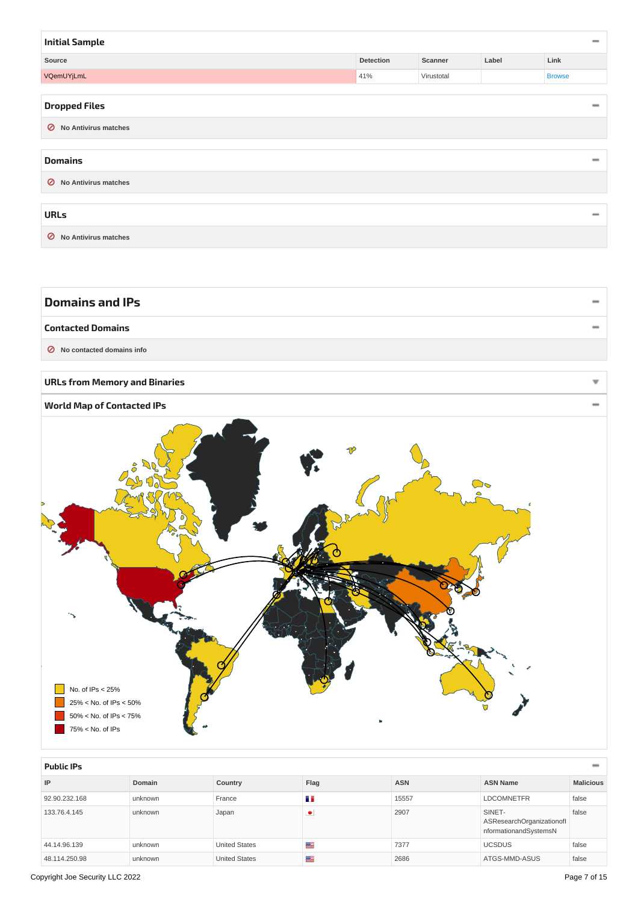## Initial Sample

| Source | Detection | Scanner | Label | Link |
|---|---|---|---|---|
| VQemUYjLmL | 41% | Virustotal | | Browse |

## Dropped Files

No Antivirus matches

## Domains

No Antivirus matches

## URLs

No Antivirus matches

# Domains and IPs

## Contacted Domains

No contacted domains info

## URLs from Memory and Binaries

## World Map of Contacted IPs

No. of IPs < 25%

25% < No. of IPs < 50%

50% < No. of IPs < 75%

75% < No. of IPs

## Public IPs

| IP | Domain | Country | Flag | ASN | ASN Name | Malicious |
|---|---|---|---|---|---|---|
| 92.90.232.168 | unknown | France | | 15557 | LDCOMNETFR | false |
| 133.76.4.145 | unknown | Japan | | 2907 | SINET-ASResearchOrganizationofInformationandSystemsN | false |
| 44.14.96.139 | unknown | United States | | 7377 | UCSDUS | false |
| 48.114.250.98 | unknown | United States | | 2686 | ATGS-MMD-ASUS | false |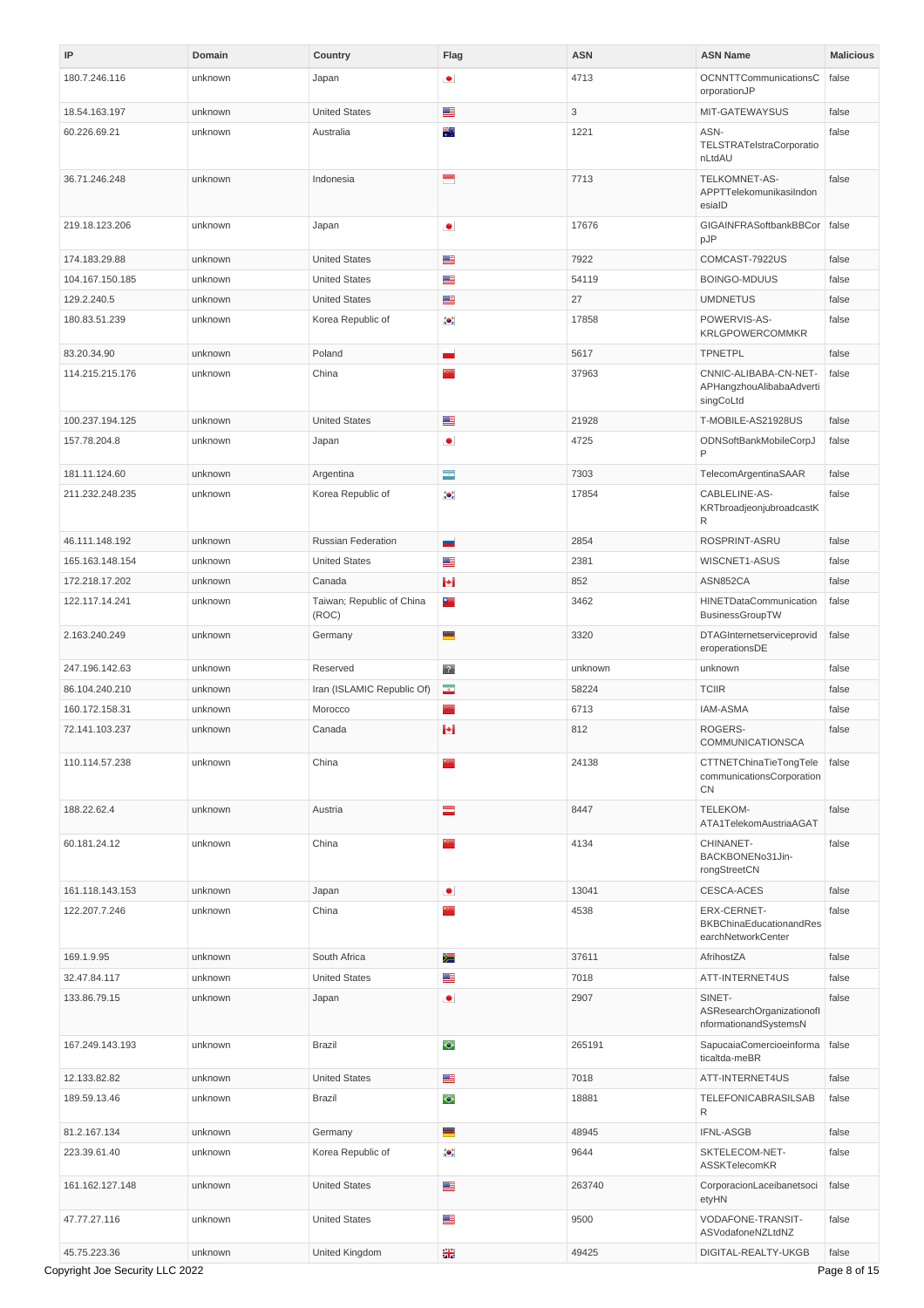| IP | Domain | Country | Flag | ASN | ASN Name | Malicious |
|---|---|---|---|---|---|---|
| 180.7.246.116 | unknown | Japan | | 4713 | OCNNTTCommunicationsCorporationJP | false |
| 18.54.163.197 | unknown | United States | | 3 | MIT-GATEWAYSUS | false |
| 60.226.69.21 | unknown | Australia | | 1221 | ASN-TELSTRATelstraCorporationLtdAU | false |
| 36.71.246.248 | unknown | Indonesia | | 7713 | TELKOMNET-AS-APPTTelekomunikasiIndonesiaID | false |
| 219.18.123.206 | unknown | Japan | | 17676 | GIGAINFRASoftbankBBCorpJP | false |
| 174.183.29.88 | unknown | United States | | 7922 | COMCAST-7922US | false |
| 104.167.150.185 | unknown | United States | | 54119 | BOINGO-MDUUS | false |
| 129.2.240.5 | unknown | United States | | 27 | UMDNETUS | false |
| 180.83.51.239 | unknown | Korea Republic of | | 17858 | POWERVIS-AS-KRLGPOWERCOMMKR | false |
| 83.20.34.90 | unknown | Poland | | 5617 | TPNETPL | false |
| 114.215.215.176 | unknown | China | | 37963 | CNNIC-ALIBABA-CN-NET-APHangzhouAlibabaAdvertisingCoLtd | false |
| 100.237.194.125 | unknown | United States | | 21928 | T-MOBILE-AS21928US | false |
| 157.78.204.8 | unknown | Japan | | 4725 | ODNSoftBankMobileCorpJP | false |
| 181.11.124.60 | unknown | Argentina | | 7303 | TelecomArgentinaSAAR | false |
| 211.232.248.235 | unknown | Korea Republic of | | 17854 | CABLELINE-AS-KRTbroadjeonjubroadcastKR | false |
| 46.111.148.192 | unknown | Russian Federation | | 2854 | ROSPRINT-ASRU | false |
| 165.163.148.154 | unknown | United States | | 2381 | WISCNET1-ASUS | false |
| 172.218.17.202 | unknown | Canada | | 852 | ASN852CA | false |
| 122.117.14.241 | unknown | Taiwan; Republic of China (ROC) | | 3462 | HINETDataCommunicationBusinessGroupTW | false |
| 2.163.240.249 | unknown | Germany | | 3320 | DTAGInternetserviceprovideroperationsDE | false |
| 247.196.142.63 | unknown | Reserved | | unknown | unknown | false |
| 86.104.240.210 | unknown | Iran (ISLAMIC Republic Of) | | 58224 | TCIIR | false |
| 160.172.158.31 | unknown | Morocco | | 6713 | IAM-ASMA | false |
| 72.141.103.237 | unknown | Canada | | 812 | ROGERS-COMMUNICATIONSCA | false |
| 110.114.57.238 | unknown | China | | 24138 | CTTNETChinaTieTongTelecommunicationsCorporationCN | false |
| 188.22.62.4 | unknown | Austria | | 8447 | TELEKOM-ATA1TelekomAustriaAGAT | false |
| 60.181.24.12 | unknown | China | | 4134 | CHINANET-BACKBONENo31Jin-rongStreetCN | false |
| 161.118.143.153 | unknown | Japan | | 13041 | CESCA-ACES | false |
| 122.207.7.246 | unknown | China | | 4538 | ERX-CERNET-BKBChinaEducationandResearchNetworkCenter | false |
| 169.1.9.95 | unknown | South Africa | | 37611 | AfrihostZA | false |
| 32.47.84.117 | unknown | United States | | 7018 | ATT-INTERNET4US | false |
| 133.86.79.15 | unknown | Japan | | 2907 | SINET-ASResearchOrganizationofInformationandSystemsN | false |
| 167.249.143.193 | unknown | Brazil | | 265191 | SapucaiaComercioeinformaticaltda-meBR | false |
| 12.133.82.82 | unknown | United States | | 7018 | ATT-INTERNET4US | false |
| 189.59.13.46 | unknown | Brazil | | 18881 | TELEFONICABRASILSABR | false |
| 81.2.167.134 | unknown | Germany | | 48945 | IFNL-ASGB | false |
| 223.39.61.40 | unknown | Korea Republic of | | 9644 | SKTELECOM-NET-ASSKTelecomKR | false |
| 161.162.127.148 | unknown | United States | | 263740 | CorporacionLaceibanetsocietyHN | false |
| 47.77.27.116 | unknown | United States | | 9500 | VODAFONE-TRANSIT-ASVodafoneNZLtdNZ | false |
| 45.75.223.36 | unknown | United Kingdom | | 49425 | DIGITAL-REALTY-UKGB | false |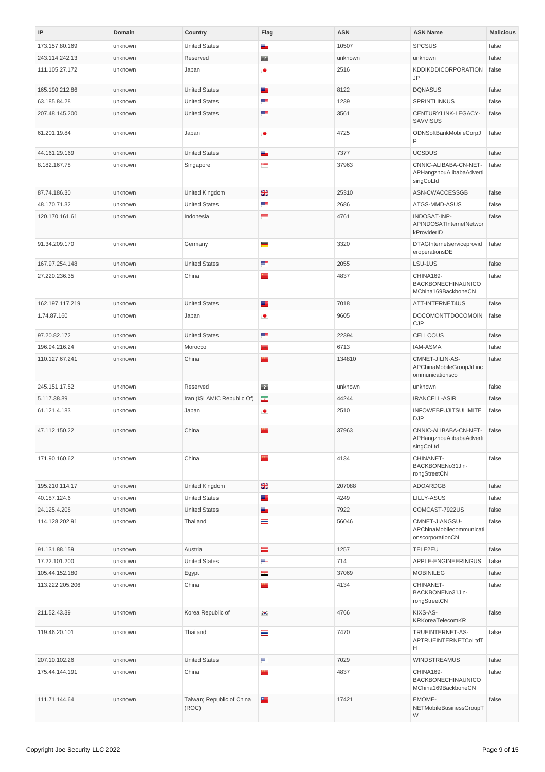| IP | Domain | Country | Flag | ASN | ASN Name | Malicious |
|---|---|---|---|---|---|---|
| 173.157.80.169 | unknown | United States | | 10507 | SPCSUS | false |
| 243.114.242.13 | unknown | Reserved | | unknown | unknown | false |
| 111.105.27.172 | unknown | Japan | | 2516 | KDDIKDDICORPORATIONJP | false |
| 165.190.212.86 | unknown | United States | | 8122 | DQNASUS | false |
| 63.185.84.28 | unknown | United States | | 1239 | SPRINTLINKUS | false |
| 207.48.145.200 | unknown | United States | | 3561 | CENTURYLINK-LEGACY-SAVVISUS | false |
| 61.201.19.84 | unknown | Japan | | 4725 | ODNSoftBankMobileCorpJP | false |
| 44.161.29.169 | unknown | United States | | 7377 | UCSDUS | false |
| 8.182.167.78 | unknown | Singapore | | 37963 | CNNIC-ALIBABA-CN-NET-APHangzhouAlibabaAdvertisingCoLtd | false |
| 87.74.186.30 | unknown | United Kingdom | | 25310 | ASN-CWACCESSGB | false |
| 48.170.71.32 | unknown | United States | | 2686 | ATGS-MMD-ASUS | false |
| 120.170.161.61 | unknown | Indonesia | | 4761 | INDOSAT-INP-APINDOSATInternetNetworkProviderID | false |
| 91.34.209.170 | unknown | Germany | | 3320 | DTAGInternetserviceprovideroperationsDE | false |
| 167.97.254.148 | unknown | United States | | 2055 | LSU-1US | false |
| 27.220.236.35 | unknown | China | | 4837 | CHINA169-BACKBONECHINAUNICOMChina169BackboneCN | false |
| 162.197.117.219 | unknown | United States | | 7018 | ATT-INTERNET4US | false |
| 1.74.87.160 | unknown | Japan | | 9605 | DOCOMONTTDOCOMOINCJP | false |
| 97.20.82.172 | unknown | United States | | 22394 | CELLCOUS | false |
| 196.94.216.24 | unknown | Morocco | | 6713 | IAM-ASMA | false |
| 110.127.67.241 | unknown | China | | 134810 | CMNET-JILIN-AS-APChinaMobileGroupJiLinCommunicationsco | false |
| 245.151.17.52 | unknown | Reserved | | unknown | unknown | false |
| 5.117.38.89 | unknown | Iran (ISLAMIC Republic Of) | | 44244 | IRANCELL-ASIR | false |
| 61.121.4.183 | unknown | Japan | | 2510 | INFOWEBFUJITSULIMITEDJP | false |
| 47.112.150.22 | unknown | China | | 37963 | CNNIC-ALIBABA-CN-NET-APHangzhouAlibabaAdvertisingCoLtd | false |
| 171.90.160.62 | unknown | China | | 4134 | CHINANET-BACKBONENo31Jin-rongStreetCN | false |
| 195.210.114.17 | unknown | United Kingdom | | 207088 | ADOARDGB | false |
| 40.187.124.6 | unknown | United States | | 4249 | LILLY-ASUS | false |
| 24.125.4.208 | unknown | United States | | 7922 | COMCAST-7922US | false |
| 114.128.202.91 | unknown | Thailand | | 56046 | CMNET-JIANGSU-APChinaMobilecommunicationscorporationCN | false |
| 91.131.88.159 | unknown | Austria | | 1257 | TELE2EU | false |
| 17.22.101.200 | unknown | United States | | 714 | APPLE-ENGINEERINGUS | false |
| 105.44.152.180 | unknown | Egypt | | 37069 | MOBINILEG | false |
| 113.222.205.206 | unknown | China | | 4134 | CHINANET-BACKBONENo31Jin-rongStreetCN | false |
| 211.52.43.39 | unknown | Korea Republic of | | 4766 | KIXS-AS-KRKoreaTelecomKR | false |
| 119.46.20.101 | unknown | Thailand | | 7470 | TRUEINTERNET-AS-APTRUEINTERNETCoLtdTH | false |
| 207.10.102.26 | unknown | United States | | 7029 | WINDSTREAMUS | false |
| 175.44.144.191 | unknown | China | | 4837 | CHINA169-BACKBONECHINAUNICOMChina169BackboneCN | false |
| 111.71.144.64 | unknown | Taiwan; Republic of China (ROC) | | 17421 | EMOME-NETMobileBusinessGroupTW | false |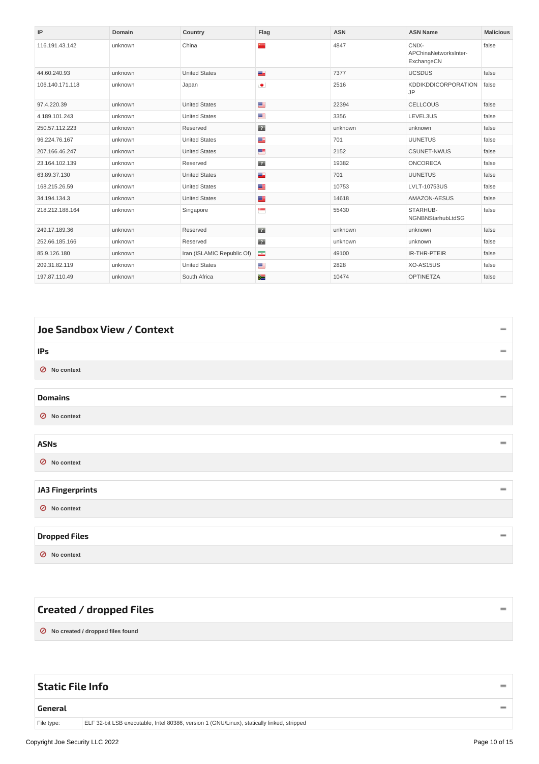| IP | Domain | Country | Flag | ASN | ASN Name | Malicious |
|---|---|---|---|---|---|---|
| 116.191.43.142 | unknown | China | | 4847 | CNIX-APChinaNetworksInter-ExchangeCN | false |
| 44.60.240.93 | unknown | United States | | 7377 | UCSDUS | false |
| 106.140.171.118 | unknown | Japan | | 2516 | KDDIKDDICORPORATIONJP | false |
| 97.4.220.39 | unknown | United States | | 22394 | CELLCOUS | false |
| 4.189.101.243 | unknown | United States | | 3356 | LEVEL3US | false |
| 250.57.112.223 | unknown | Reserved | | unknown | unknown | false |
| 96.224.76.167 | unknown | United States | | 701 | UUNETUS | false |
| 207.166.46.247 | unknown | United States | | 2152 | CSUNET-NWUS | false |
| 23.164.102.139 | unknown | Reserved | | 19382 | ONCORECA | false |
| 63.89.37.130 | unknown | United States | | 701 | UUNETUS | false |
| 168.215.26.59 | unknown | United States | | 10753 | LVLT-10753US | false |
| 34.194.134.3 | unknown | United States | | 14618 | AMAZON-AESUS | false |
| 218.212.188.164 | unknown | Singapore | | 55430 | STARHUB-NGNBNStarhubLtdSG | false |
| 249.17.189.36 | unknown | Reserved | | unknown | unknown | false |
| 252.66.185.166 | unknown | Reserved | | unknown | unknown | false |
| 85.9.126.180 | unknown | Iran (ISLAMIC Republic Of) | | 49100 | IR-THR-PTEIR | false |
| 209.31.82.119 | unknown | United States | | 2828 | XO-AS15US | false |
| 197.87.110.49 | unknown | South Africa | | 10474 | OPTINETZA | false |

# Joe Sandbox View / Context

## IPs

No context

## Domains

No context

## ASNs

No context

## JA3 Fingerprints

No context

## Dropped Files

No context

# Created / dropped Files

No created / dropped files found

# Static File Info

## General

| | |
|---|---|
| File type: | ELF 32-bit LSB executable, Intel 80386, version 1 (GNU/Linux), statically linked, stripped |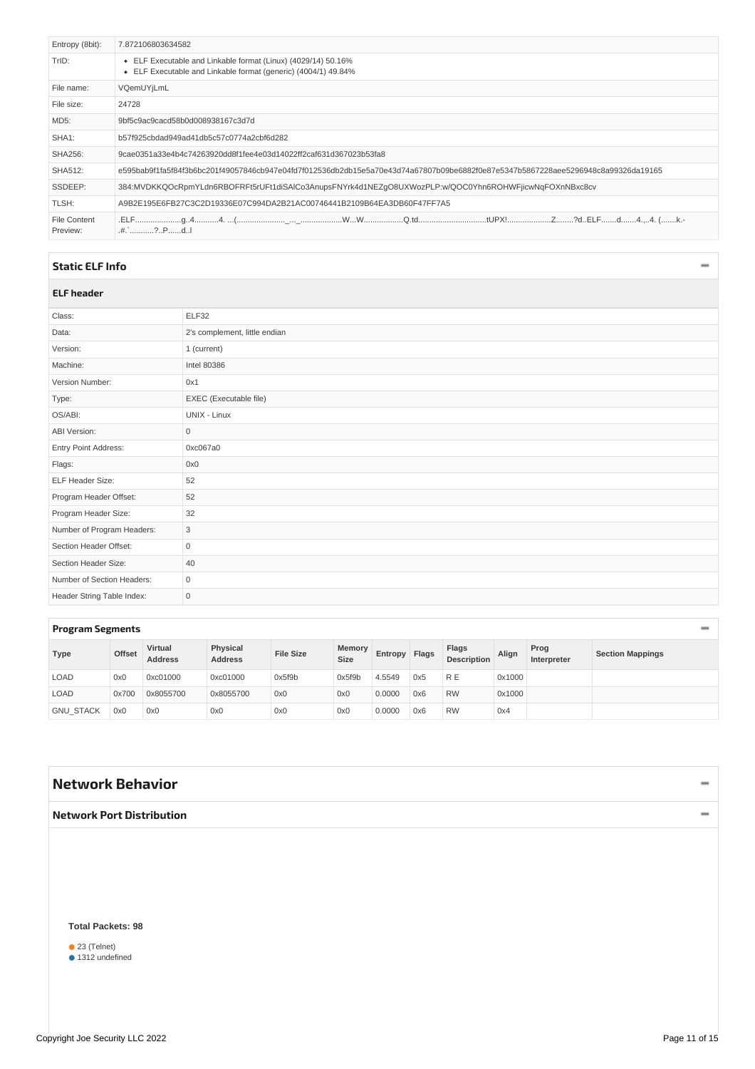| | |
|---|---|
| Entropy (8bit): | 7.872106803634582 |
| TrID: | • ELF Executable and Linkable format (Linux) (4029/14) 50.16%<br>• ELF Executable and Linkable format (generic) (4004/1) 49.84% |
| File name: | VQemUYjLmL |
| File size: | 24728 |
| MD5: | 9bf5c9ac9cacd58b0d008938167c3d7d |
| SHA1: | b57f925cbdad949ad41db5c57c0774a2cbf6d282 |
| SHA256: | 9cae0351a33e4b4c74263920dd8f1fee4e03d14022ff2caf631d367023b53fa8 |
| SHA512: | e595bab9f1fa5f84f3b6bc201f49057846cb947e04fd7f012536db2db15e5a70e43d74a67807b09be6882f0e87e5347b5867228aee5296948c8a99326da19165 |
| SSDEEP: | 384:MVDKKQOcRpmYLdn6RBOFRFt5rUFt1diSAlCo3AnupsFNYrk4d1NEZgO8UXWozPLP:w/QOC0Yhn6ROHWFjicwNqFOXnNBxc8cv |
| TLSH: | A9B2E195E6FB27C3C2D19336E07C994DA2B21AC00746441B2109B64EA3DB60F47FF7A5 |
| File Content Preview: | .ELF.....................g..4...........4. ...(......................_..._...................W...W..................Q.td................................tUPX!....................Z........?d..ELF.......d.......4.,..4. (.......k.-.#.`...........?..P......d..l |

## Static ELF Info

### ELF header

| | |
|---|---|
| Class: | ELF32 |
| Data: | 2's complement, little endian |
| Version: | 1 (current) |
| Machine: | Intel 80386 |
| Version Number: | 0x1 |
| Type: | EXEC (Executable file) |
| OS/ABI: | UNIX - Linux |
| ABI Version: | 0 |
| Entry Point Address: | 0xc067a0 |
| Flags: | 0x0 |
| ELF Header Size: | 52 |
| Program Header Offset: | 52 |
| Program Header Size: | 32 |
| Number of Program Headers: | 3 |
| Section Header Offset: | 0 |
| Section Header Size: | 40 |
| Number of Section Headers: | 0 |
| Header String Table Index: | 0 |

### Program Segments

| Type | Offset | Virtual Address | Physical Address | File Size | Memory Size | Entropy | Flags | Flags Description | Align | Prog Interpreter | Section Mappings |
|---|---|---|---|---|---|---|---|---|---|---|---|
| LOAD | 0x0 | 0xc01000 | 0xc01000 | 0x5f9b | 0x5f9b | 4.5549 | 0x5 | R E | 0x1000 | | |
| LOAD | 0x700 | 0x8055700 | 0x8055700 | 0x0 | 0x0 | 0.0000 | 0x6 | RW | 0x1000 | | |
| GNU_STACK | 0x0 | 0x0 | 0x0 | 0x0 | 0x0 | 0.0000 | 0x6 | RW | 0x4 | | |

## Network Behavior

### Network Port Distribution

**Total Packets: 98**

- 23 (Telnet)
- 1312 undefined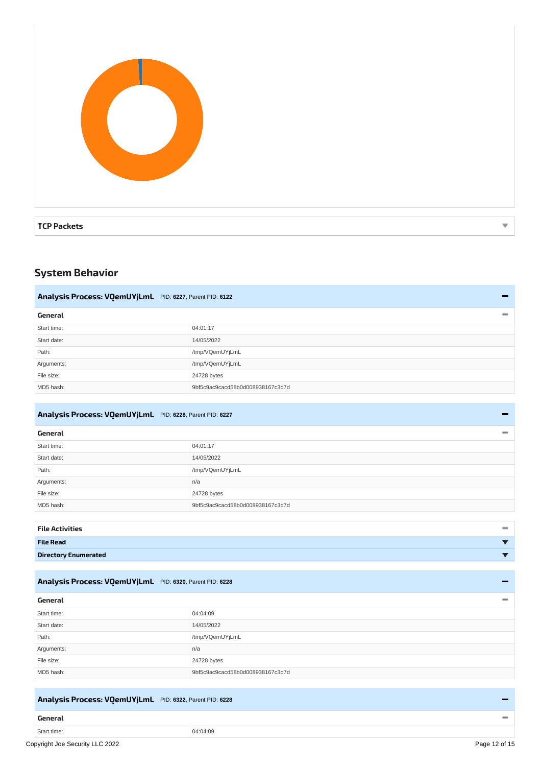#### TCP Packets

## System Behavior

### Analysis Process: VQemUYjLmL PID: 6227, Parent PID: 6122

#### General

| | |
|---|---|
| Start time: | 04:01:17 |
| Start date: | 14/05/2022 |
| Path: | /tmp/VQemUYjLmL |
| Arguments: | /tmp/VQemUYjLmL |
| File size: | 24728 bytes |
| MD5 hash: | 9bf5c9ac9cacd58b0d008938167c3d7d |

### Analysis Process: VQemUYjLmL PID: 6228, Parent PID: 6227

#### General

| | |
|---|---|
| Start time: | 04:01:17 |
| Start date: | 14/05/2022 |
| Path: | /tmp/VQemUYjLmL |
| Arguments: | n/a |
| File size: | 24728 bytes |
| MD5 hash: | 9bf5c9ac9cacd58b0d008938167c3d7d |

#### File Activities

**File Read**

**Directory Enumerated**

### Analysis Process: VQemUYjLmL PID: 6320, Parent PID: 6228

#### General

| | |
|---|---|
| Start time: | 04:04:09 |
| Start date: | 14/05/2022 |
| Path: | /tmp/VQemUYjLmL |
| Arguments: | n/a |
| File size: | 24728 bytes |
| MD5 hash: | 9bf5c9ac9cacd58b0d008938167c3d7d |

### Analysis Process: VQemUYjLmL PID: 6322, Parent PID: 6228

#### General

| | |
|---|---|
| Start time: | 04:04:09 |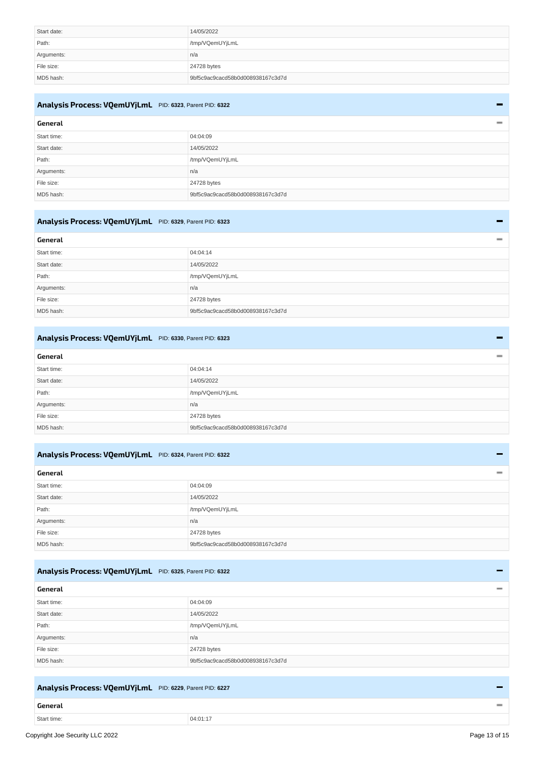| Start date: | 14/05/2022 |
| --- | --- |
| Path: | /tmp/VQemUYjLmL |
| Arguments: | n/a |
| File size: | 24728 bytes |
| MD5 hash: | 9bf5c9ac9cacd58b0d0008938167c3d7d |

## Analysis Process: VQemUYjLmL PID: 6323, Parent PID: 6322

### General

| Start time: | 04:04:09 |
| --- | --- |
| Start date: | 14/05/2022 |
| Path: | /tmp/VQemUYjLmL |
| Arguments: | n/a |
| File size: | 24728 bytes |
| MD5 hash: | 9bf5c9ac9cacd58b0d0008938167c3d7d |

## Analysis Process: VQemUYjLmL PID: 6329, Parent PID: 6323

### General

| Start time: | 04:04:14 |
| --- | --- |
| Start date: | 14/05/2022 |
| Path: | /tmp/VQemUYjLmL |
| Arguments: | n/a |
| File size: | 24728 bytes |
| MD5 hash: | 9bf5c9ac9cacd58b0d0008938167c3d7d |

## Analysis Process: VQemUYjLmL PID: 6330, Parent PID: 6323

### General

| Start time: | 04:04:14 |
| --- | --- |
| Start date: | 14/05/2022 |
| Path: | /tmp/VQemUYjLmL |
| Arguments: | n/a |
| File size: | 24728 bytes |
| MD5 hash: | 9bf5c9ac9cacd58b0d0008938167c3d7d |

## Analysis Process: VQemUYjLmL PID: 6324, Parent PID: 6322

### General

| Start time: | 04:04:09 |
| --- | --- |
| Start date: | 14/05/2022 |
| Path: | /tmp/VQemUYjLmL |
| Arguments: | n/a |
| File size: | 24728 bytes |
| MD5 hash: | 9bf5c9ac9cacd58b0d0008938167c3d7d |

## Analysis Process: VQemUYjLmL PID: 6325, Parent PID: 6322

### General

| Start time: | 04:04:09 |
| --- | --- |
| Start date: | 14/05/2022 |
| Path: | /tmp/VQemUYjLmL |
| Arguments: | n/a |
| File size: | 24728 bytes |
| MD5 hash: | 9bf5c9ac9cacd58b0d0008938167c3d7d |

## Analysis Process: VQemUYjLmL PID: 6229, Parent PID: 6227

### General

| Start time: | 04:01:17 |
| --- | --- |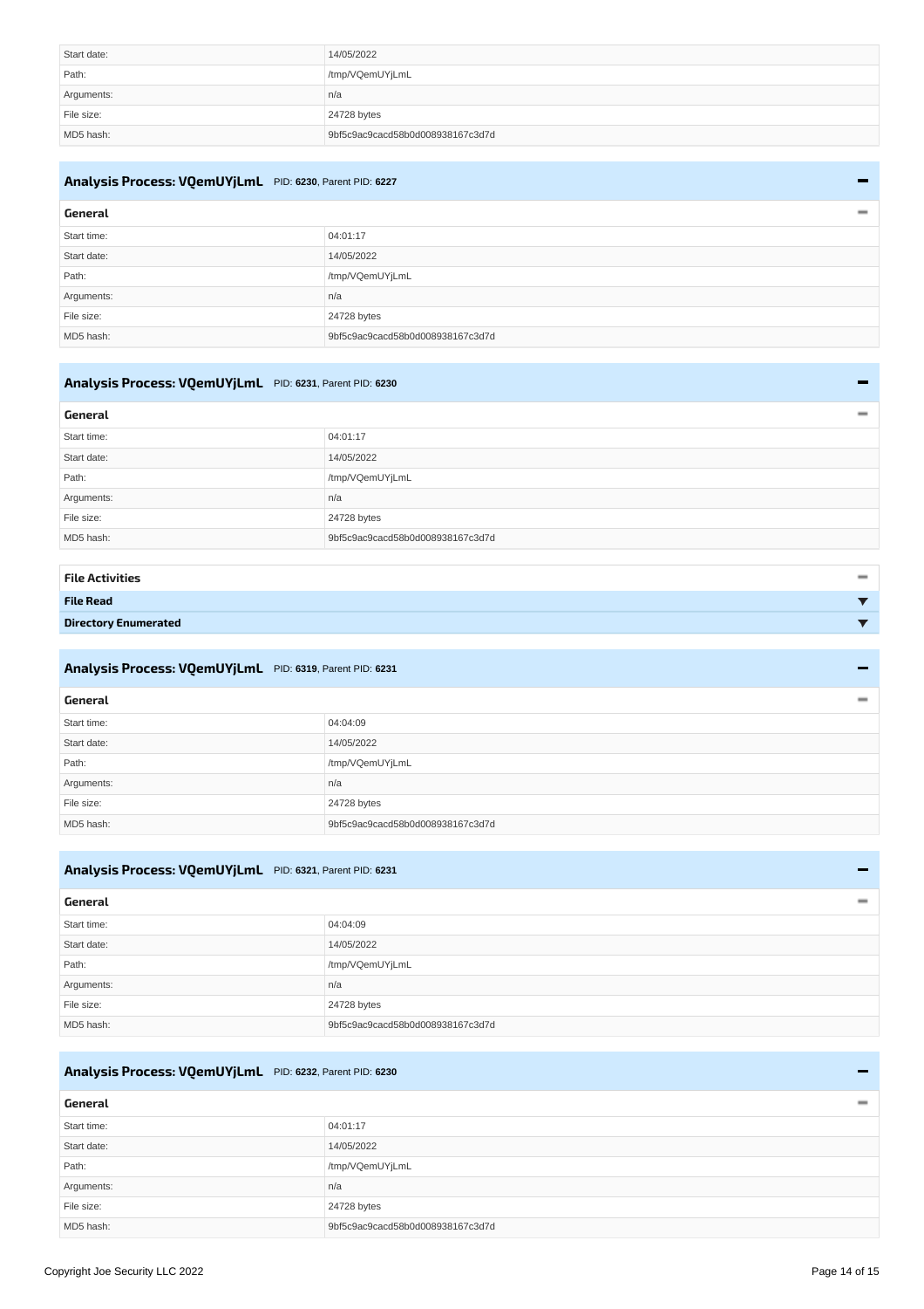| | |
|---|---|
| Start date: | 14/05/2022 |
| Path: | /tmp/VQemUYjLmL |
| Arguments: | n/a |
| File size: | 24728 bytes |
| MD5 hash: | 9bf5c9ac9cacd58b0d0008938167c3d7d |

## Analysis Process: VQemUYjLmL PID: 6230, Parent PID: 6227

### General

| | |
|---|---|
| Start time: | 04:01:17 |
| Start date: | 14/05/2022 |
| Path: | /tmp/VQemUYjLmL |
| Arguments: | n/a |
| File size: | 24728 bytes |
| MD5 hash: | 9bf5c9ac9cacd58b0d0008938167c3d7d |

## Analysis Process: VQemUYjLmL PID: 6231, Parent PID: 6230

### General

| | |
|---|---|
| Start time: | 04:01:17 |
| Start date: | 14/05/2022 |
| Path: | /tmp/VQemUYjLmL |
| Arguments: | n/a |
| File size: | 24728 bytes |
| MD5 hash: | 9bf5c9ac9cacd58b0d0008938167c3d7d |

### File Activities

**File Read**

**Directory Enumerated**

## Analysis Process: VQemUYjLmL PID: 6319, Parent PID: 6231

### General

| | |
|---|---|
| Start time: | 04:04:09 |
| Start date: | 14/05/2022 |
| Path: | /tmp/VQemUYjLmL |
| Arguments: | n/a |
| File size: | 24728 bytes |
| MD5 hash: | 9bf5c9ac9cacd58b0d0008938167c3d7d |

## Analysis Process: VQemUYjLmL PID: 6321, Parent PID: 6231

### General

| | |
|---|---|
| Start time: | 04:04:09 |
| Start date: | 14/05/2022 |
| Path: | /tmp/VQemUYjLmL |
| Arguments: | n/a |
| File size: | 24728 bytes |
| MD5 hash: | 9bf5c9ac9cacd58b0d0008938167c3d7d |

## Analysis Process: VQemUYjLmL PID: 6232, Parent PID: 6230

### General

| | |
|---|---|
| Start time: | 04:01:17 |
| Start date: | 14/05/2022 |
| Path: | /tmp/VQemUYjLmL |
| Arguments: | n/a |
| File size: | 24728 bytes |
| MD5 hash: | 9bf5c9ac9cacd58b0d0008938167c3d7d |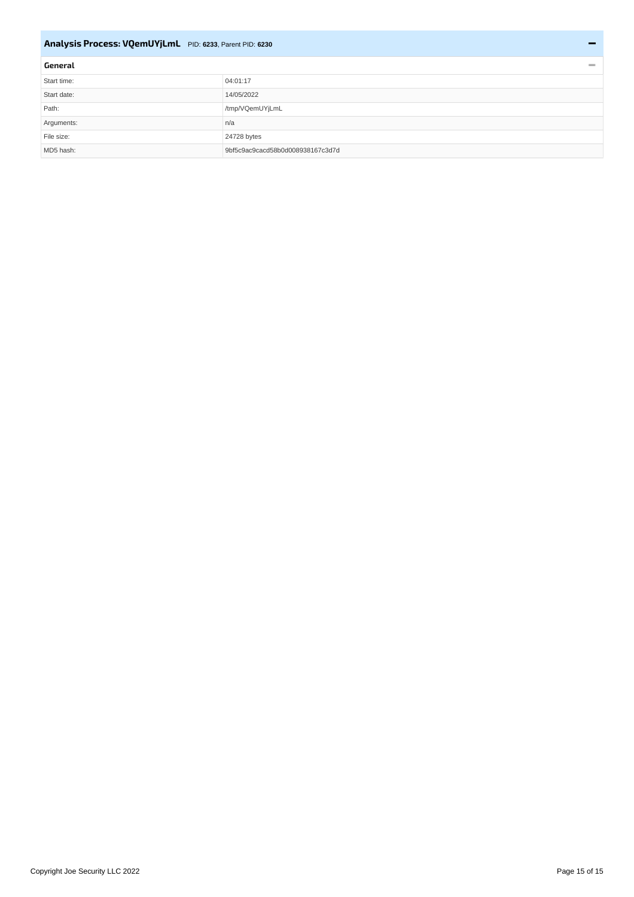## Analysis Process: VQemUYjLmL PID: 6233, Parent PID: 6230

### General

| | |
|---|---|
| Start time: | 04:01:17 |
| Start date: | 14/05/2022 |
| Path: | /tmp/VQemUYjLmL |
| Arguments: | n/a |
| File size: | 24728 bytes |
| MD5 hash: | 9bf5c9ac9cacd58b0d008938167c3d7d |

Copyright Joe Security LLC 2022